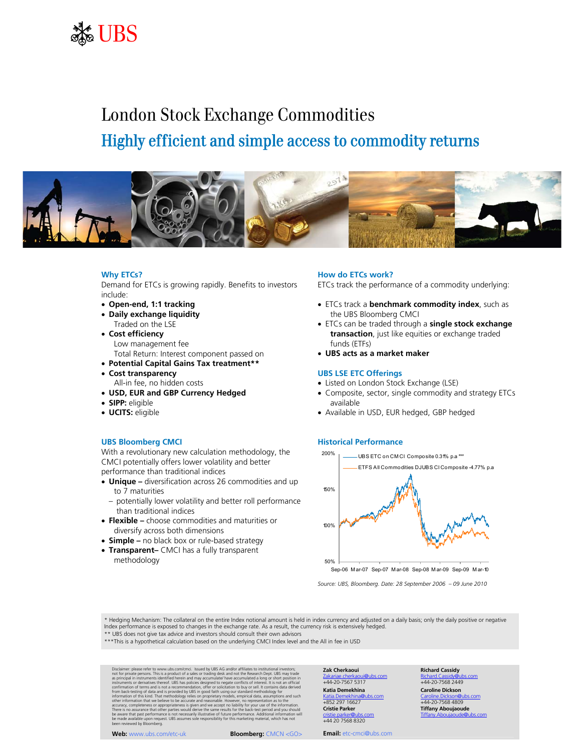# London Stock Exchange Commodities

## Highly efficient and simple access to commodity returns

### Why ETCs?

Demand for ETCs is growing rapidly. Benefits to investors include:

- **Open-end, 1:1 tracking**
- **Daily exchange liquidity**
  Traded on the LSE
- **Cost efficiency**
  Low management fee
  Total Return: Interest component passed on
- **Potential Capital Gains Tax treatment****
- **Cost transparency**
  All-in fee, no hidden costs
- **USD, EUR and GBP Currency Hedged**
- **SIPP:** eligible
- **UCITS:** eligible

### UBS Bloomberg CMCI

With a revolutionary new calculation methodology, the CMCI potentially offers lower volatility and better performance than traditional indices

- **Unique –** diversification across 26 commodities and up to 7 maturities
  - potentially lower volatility and better roll performance than traditional indices
- **Flexible –** choose commodities and maturities or diversify across both dimensions
- **Simple –** no black box or rule-based strategy
- **Transparent–** CMCI has a fully transparent methodology

### How do ETCs work?

ETCs track the performance of a commodity underlying:

- ETCs track a **benchmark commodity index**, such as the UBS Bloomberg CMCI
- ETCs can be traded through a **single stock exchange transaction**, just like equities or exchange traded funds (ETFs)
- **UBS acts as a market maker**

### UBS LSE ETC Offerings

- Listed on London Stock Exchange (LSE)
- Composite, sector, single commodity and strategy ETCs available
- Available in USD, EUR hedged, GBP hedged

### Historical Performance

Chart legend: UBS ETC on CMCI Composite 0.31% p.a ***; ETFS All Commodities DJUBS CI Composite -4.77% p.a

Y-axis: 50%, 100%, 150%, 200%. X-axis: Sep-06, Mar-07, Sep-07, Mar-08, Sep-08, Mar-09, Sep-09, Mar-10

*Source: UBS, Bloomberg. Date: 28 September 2006 – 09 June 2010*

---

* Hedging Mechanism: The collateral on the entire Index notional amount is held in index currency and adjusted on a daily basis; only the daily positive or negative Index performance is exposed to changes in the exchange rate. As a result, the currency risk is extensively hedged.
** UBS does not give tax advice and investors should consult their own advisors
***This is a hypothetical calculation based on the underlying CMCI Index level and the All in fee in USD

Disclaimer: please refer to www.ubs.com/cmci. Issued by UBS AG and/or affiliates to institutional investors; not for private persons. This is a product of a sales or trading desk and not the Research Dept. UBS may trade as principal in instruments identified herein and may accumulate/ have accumulated a long or short position in instruments or derivatives thereof. UBS has policies designed to negate conflicts of interest. It is not an official confirmation of terms and is not a recommendation, offer or solicitation to buy or sell. It contains data derived from back-testing of data and is provided by UBS in good faith using our standard methodology for information of this kind. That methodology relies on proprietary models, empirical data, assumptions and such other information that we believe to be accurate and reasonable. However, no representation as to the accuracy, completeness or appropriateness is given and we accept no liability for your use of the information. There is no assurance that other parties would derive the same results for the back-test period and you should be aware that past performance is not necessarily illustrative of future performance. Additional information will be made available upon request. UBS assumes sole responsibility for this marketing material, which has not been reviewed by Bloomberg.

**Zak Cherkaoui**
Zakariae.cherkaoui@ubs.com
+44-20-7567 5317

**Katia Demekhina**
Katia.Demekhina@ubs.com
+852 297 16627

**Cristie Parker**
cristie.parker@ubs.com
+44 20 7568 8320

**Richard Cassidy**
Richard.Cassidy@ubs.com
+44-20-7568 2449

**Caroline Dickson**
Caroline.Dickson@ubs.com
+44-20-7568 4809

**Tiffany Aboujaoude**
Tiffany.Aboujaoude@ubs.com

**Web:** www.ubs.com/etc-uk **Bloomberg:** CMCN <GO> **Email:** etc-cmci@ubs.com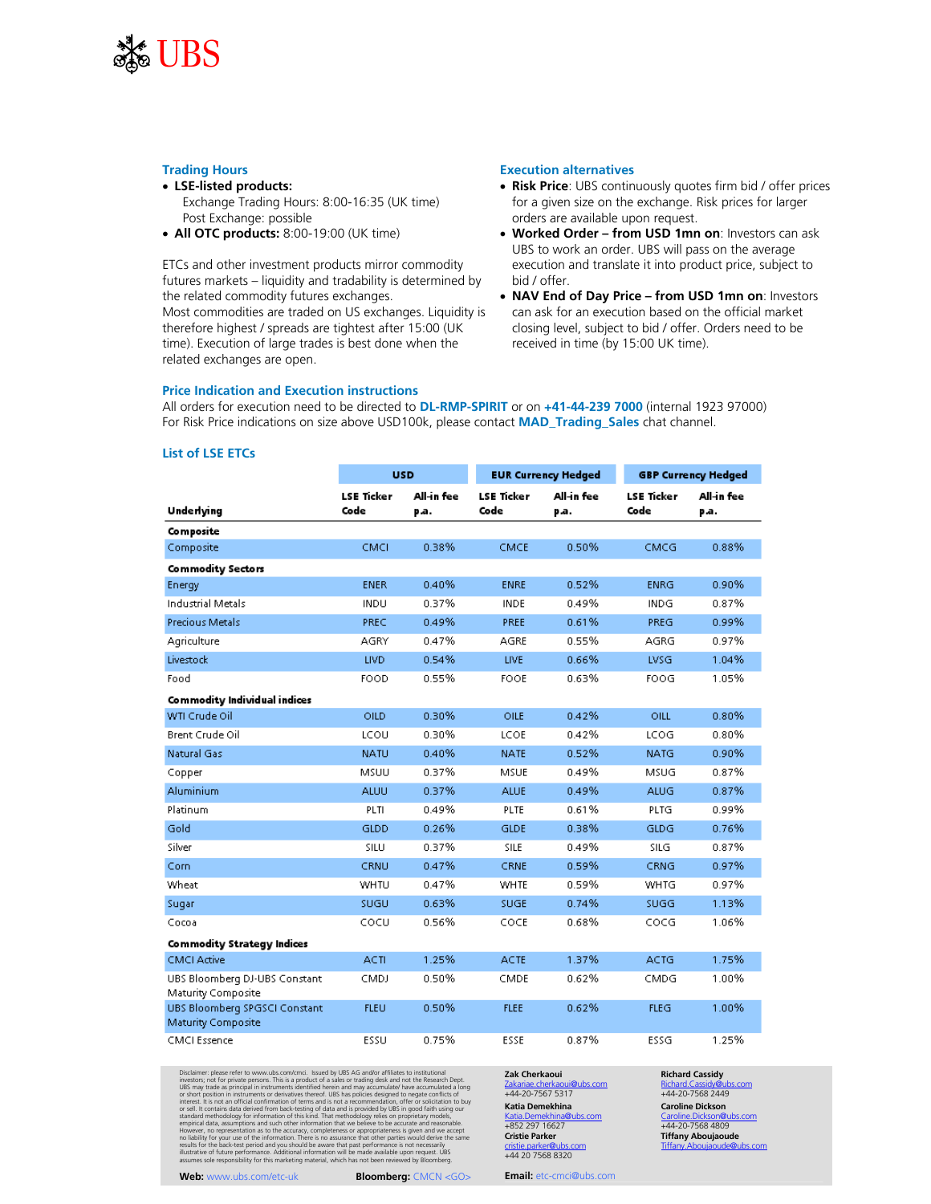### Trading Hours

- **LSE-listed products:**
  Exchange Trading Hours: 8:00-16:35 (UK time)
  Post Exchange: possible
- **All OTC products:** 8:00-19:00 (UK time)

ETCs and other investment products mirror commodity futures markets – liquidity and tradability is determined by the related commodity futures exchanges.
Most commodities are traded on US exchanges. Liquidity is therefore highest / spreads are tightest after 15:00 (UK time). Execution of large trades is best done when the related exchanges are open.

### Execution alternatives

- **Risk Price**: UBS continuously quotes firm bid / offer prices for a given size on the exchange. Risk prices for larger orders are available upon request.
- **Worked Order – from USD 1mn on**: Investors can ask UBS to work an order. UBS will pass on the average execution and translate it into product price, subject to bid / offer.
- **NAV End of Day Price – from USD 1mn on**: Investors can ask for an execution based on the official market closing level, subject to bid / offer. Orders need to be received in time (by 15:00 UK time).

### Price Indication and Execution instructions

All orders for execution need to be directed to **DL-RMP-SPIRIT** or on **+41-44-239 7000** (internal 1923 97000)
For Risk Price indications on size above USD100k, please contact **MAD_Trading_Sales** chat channel.

### List of LSE ETCs

| | USD | | EUR Currency Hedged | | GBP Currency Hedged | |
|---|---|---|---|---|---|---|
| **Underlying** | **LSE Ticker Code** | **All-in fee p.a.** | **LSE Ticker Code** | **All-in fee p.a.** | **LSE Ticker Code** | **All-in fee p.a.** |
| **Composite** | | | | | | |
| Composite | CMCI | 0.38% | CMCE | 0.50% | CMCG | 0.88% |
| **Commodity Sectors** | | | | | | |
| Energy | ENER | 0.40% | ENRE | 0.52% | ENRG | 0.90% |
| Industrial Metals | INDU | 0.37% | INDE | 0.49% | INDG | 0.87% |
| Precious Metals | PREC | 0.49% | PREE | 0.61% | PREG | 0.99% |
| Agriculture | AGRY | 0.47% | AGRE | 0.55% | AGRG | 0.97% |
| Livestock | LIVD | 0.54% | LIVE | 0.66% | LVSG | 1.04% |
| Food | FOOD | 0.55% | FOOE | 0.63% | FOOG | 1.05% |
| **Commodity Individual indices** | | | | | | |
| WTI Crude Oil | OILD | 0.30% | OILE | 0.42% | OILL | 0.80% |
| Brent Crude Oil | LCOU | 0.30% | LCOE | 0.42% | LCOG | 0.80% |
| Natural Gas | NATU | 0.40% | NATE | 0.52% | NATG | 0.90% |
| Copper | MSUU | 0.37% | MSUE | 0.49% | MSUG | 0.87% |
| Aluminium | ALUU | 0.37% | ALUE | 0.49% | ALUG | 0.87% |
| Platinum | PLTI | 0.49% | PLTE | 0.61% | PLTG | 0.99% |
| Gold | GLDD | 0.26% | GLDE | 0.38% | GLDG | 0.76% |
| Silver | SILU | 0.37% | SILE | 0.49% | SILG | 0.87% |
| Corn | CRNU | 0.47% | CRNE | 0.59% | CRNG | 0.97% |
| Wheat | WHTU | 0.47% | WHTE | 0.59% | WHTG | 0.97% |
| Sugar | SUGU | 0.63% | SUGE | 0.74% | SUGG | 1.13% |
| Cocoa | COCU | 0.56% | COCE | 0.68% | COCG | 1.06% |
| **Commodity Strategy Indices** | | | | | | |
| CMCI Active | ACTI | 1.25% | ACTE | 1.37% | ACTG | 1.75% |
| UBS Bloomberg DJ-UBS Constant Maturity Composite | CMDJ | 0.50% | CMDE | 0.62% | CMDG | 1.00% |
| UBS Bloomberg SPGSCI Constant Maturity Composite | FLEU | 0.50% | FLEE | 0.62% | FLEG | 1.00% |
| CMCI Essence | ESSU | 0.75% | ESSE | 0.87% | ESSG | 1.25% |

Disclaimer: please refer to www.ubs.com/cmci. Issued by UBS AG and/or affiliates to institutional investors; not for private persons. This is a product of a sales or trading desk and not the Research Dept. UBS may trade as principal in instruments identified herein and may accumulate/ have accumulated a long or short position in instruments or derivatives thereof. UBS has policies designed to negate conflicts of interest. It is not an official confirmation of terms and is not a recommendation, offer or solicitation to buy or sell. It contains data derived from back-testing of data and is provided by UBS in good faith using our standard methodology for information of this kind. That methodology relies on proprietary models, empirical data, assumptions and such other information that we believe to be accurate and reasonable. However, no representation as to the accuracy, completeness or appropriateness is given and we accept no liability for your use of the information. There is no assurance that other parties would derive the same results for the back-test period and you should be aware that past performance is not necessarily illustrative of future performance. Additional information will be made available upon request. UBS assumes sole responsibility for this marketing material, which has not been reviewed by Bloomberg.

**Zak Cherkaoui**
Zakariae.cherkaoui@ubs.com
+44-20-7567 5317
**Katia Demekhina**
Katia.Demekhina@ubs.com
+852 297 16627
**Cristie Parker**
cristie.parker@ubs.com
+44 20 7568 8320

**Richard Cassidy**
Richard.Cassidy@ubs.com
+44-20-7568 2449
**Caroline Dickson**
Caroline.Dickson@ubs.com
+44-20-7568 4809
**Tiffany Aboujaoude**
Tiffany.Aboujaoude@ubs.com

**Web:** www.ubs.com/etc-uk **Bloomberg:** CMCN <GO> **Email:** etc-cmci@ubs.com